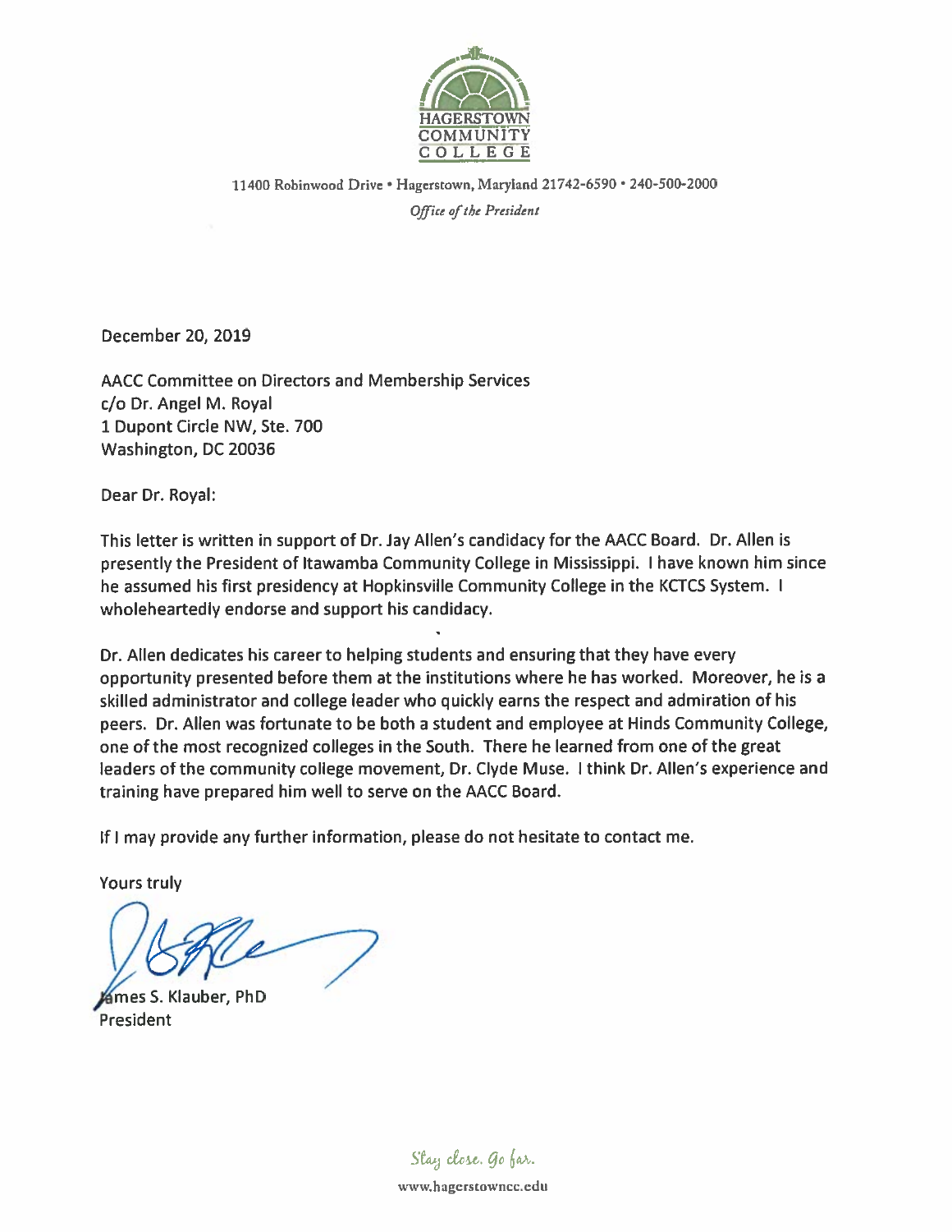HAGERSTOWN
COMMUNITY
COLLEGE

11400 Robinwood Drive • Hagerstown, Maryland 21742-6590 • 240-500-2000

*Office of the President*

December 20, 2019

AACC Committee on Directors and Membership Services
c/o Dr. Angel M. Royal
1 Dupont Circle NW, Ste. 700
Washington, DC 20036

Dear Dr. Royal:

This letter is written in support of Dr. Jay Allen's candidacy for the AACC Board. Dr. Allen is presently the President of Itawamba Community College in Mississippi. I have known him since he assumed his first presidency at Hopkinsville Community College in the KCTCS System. I wholeheartedly endorse and support his candidacy.

Dr. Allen dedicates his career to helping students and ensuring that they have every opportunity presented before them at the institutions where he has worked. Moreover, he is a skilled administrator and college leader who quickly earns the respect and admiration of his peers. Dr. Allen was fortunate to be both a student and employee at Hinds Community College, one of the most recognized colleges in the South. There he learned from one of the great leaders of the community college movement, Dr. Clyde Muse. I think Dr. Allen's experience and training have prepared him well to serve on the AACC Board.

If I may provide any further information, please do not hesitate to contact me.

Yours truly

James S. Klauber, PhD
President

*Stay close. Go far.*

www.hagerstowncc.edu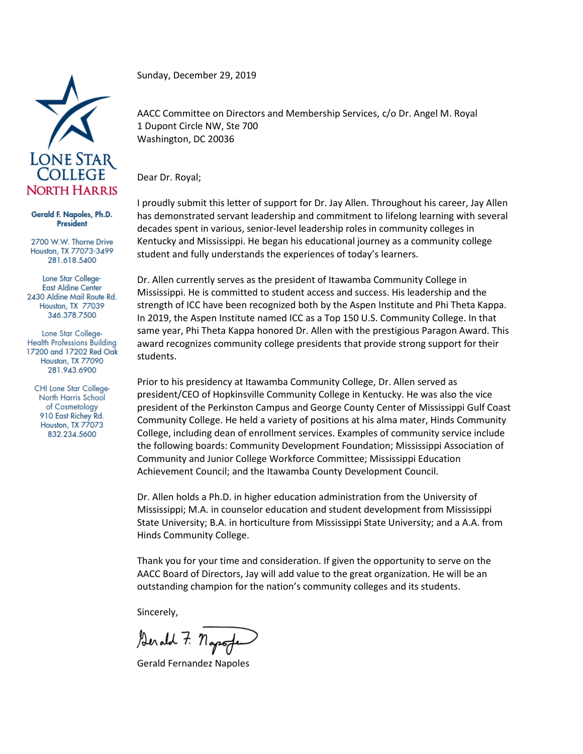**LONE STAR COLLEGE**
**NORTH HARRIS**

**Gerald F. Napoles, Ph.D.**
**President**

2700 W.W. Thorne Drive
Houston, TX 77073-3499
281.618.5400

Lone Star College-
East Aldine Center
2430 Aldine Mail Route Rd.
Houston, TX 77039
346.378.7500

Lone Star College-
Health Professions Building
17200 and 17202 Red Oak
Houston, TX 77090
281.943.6900

CHI Lone Star College-
North Harris School
of Cosmetology
910 East Richey Rd.
Houston, TX 77073
832.234.5600

Sunday, December 29, 2019

AACC Committee on Directors and Membership Services, c/o Dr. Angel M. Royal
1 Dupont Circle NW, Ste 700
Washington, DC 20036

Dear Dr. Royal;

I proudly submit this letter of support for Dr. Jay Allen. Throughout his career, Jay Allen has demonstrated servant leadership and commitment to lifelong learning with several decades spent in various, senior-level leadership roles in community colleges in Kentucky and Mississippi. He began his educational journey as a community college student and fully understands the experiences of today's learners.

Dr. Allen currently serves as the president of Itawamba Community College in Mississippi. He is committed to student access and success. His leadership and the strength of ICC have been recognized both by the Aspen Institute and Phi Theta Kappa. In 2019, the Aspen Institute named ICC as a Top 150 U.S. Community College. In that same year, Phi Theta Kappa honored Dr. Allen with the prestigious Paragon Award. This award recognizes community college presidents that provide strong support for their students.

Prior to his presidency at Itawamba Community College, Dr. Allen served as president/CEO of Hopkinsville Community College in Kentucky. He was also the vice president of the Perkinston Campus and George County Center of Mississippi Gulf Coast Community College. He held a variety of positions at his alma mater, Hinds Community College, including dean of enrollment services. Examples of community service include the following boards: Community Development Foundation; Mississippi Association of Community and Junior College Workforce Committee; Mississippi Education Achievement Council; and the Itawamba County Development Council.

Dr. Allen holds a Ph.D. in higher education administration from the University of Mississippi; M.A. in counselor education and student development from Mississippi State University; B.A. in horticulture from Mississippi State University; and a A.A. from Hinds Community College.

Thank you for your time and consideration. If given the opportunity to serve on the AACC Board of Directors, Jay will add value to the great organization. He will be an outstanding champion for the nation's community colleges and its students.

Sincerely,

Gerald F. Napoles

Gerald Fernandez Napoles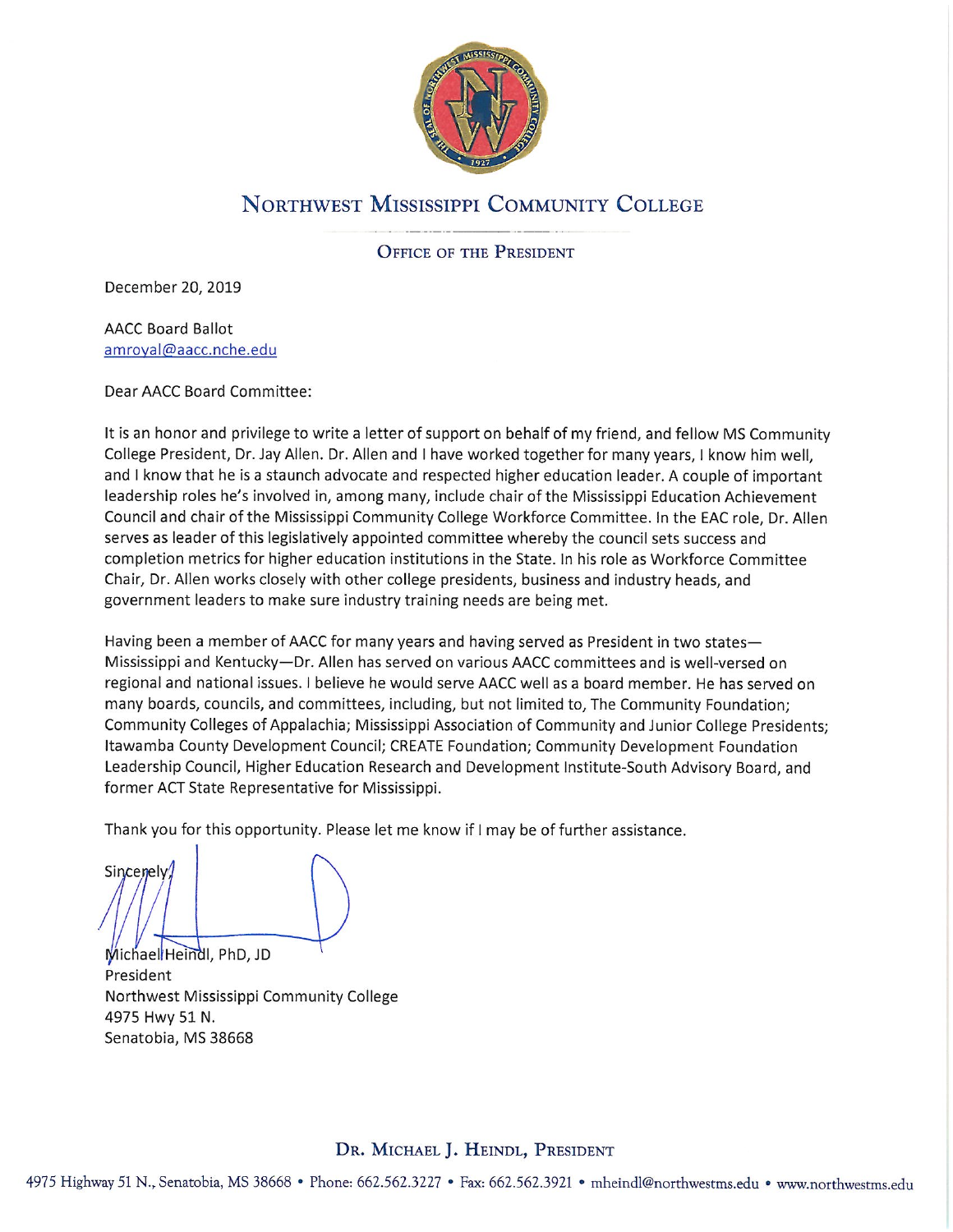# Northwest Mississippi Community College

## Office of the President

December 20, 2019

AACC Board Ballot
amroyal@aacc.nche.edu

Dear AACC Board Committee:

It is an honor and privilege to write a letter of support on behalf of my friend, and fellow MS Community College President, Dr. Jay Allen. Dr. Allen and I have worked together for many years, I know him well, and I know that he is a staunch advocate and respected higher education leader. A couple of important leadership roles he's involved in, among many, include chair of the Mississippi Education Achievement Council and chair of the Mississippi Community College Workforce Committee. In the EAC role, Dr. Allen serves as leader of this legislatively appointed committee whereby the council sets success and completion metrics for higher education institutions in the State. In his role as Workforce Committee Chair, Dr. Allen works closely with other college presidents, business and industry heads, and government leaders to make sure industry training needs are being met.

Having been a member of AACC for many years and having served as President in two states—Mississippi and Kentucky—Dr. Allen has served on various AACC committees and is well-versed on regional and national issues. I believe he would serve AACC well as a board member. He has served on many boards, councils, and committees, including, but not limited to, The Community Foundation; Community Colleges of Appalachia; Mississippi Association of Community and Junior College Presidents; Itawamba County Development Council; CREATE Foundation; Community Development Foundation Leadership Council, Higher Education Research and Development Institute-South Advisory Board, and former ACT State Representative for Mississippi.

Thank you for this opportunity. Please let me know if I may be of further assistance.

Sincerely,

Michael Heindl, PhD, JD
President
Northwest Mississippi Community College
4975 Hwy 51 N.
Senatobia, MS 38668

**Dr. Michael J. Heindl, President**

4975 Highway 51 N., Senatobia, MS 38668 • Phone: 662.562.3227 • Fax: 662.562.3921 • mheindl@northwestms.edu • www.northwestms.edu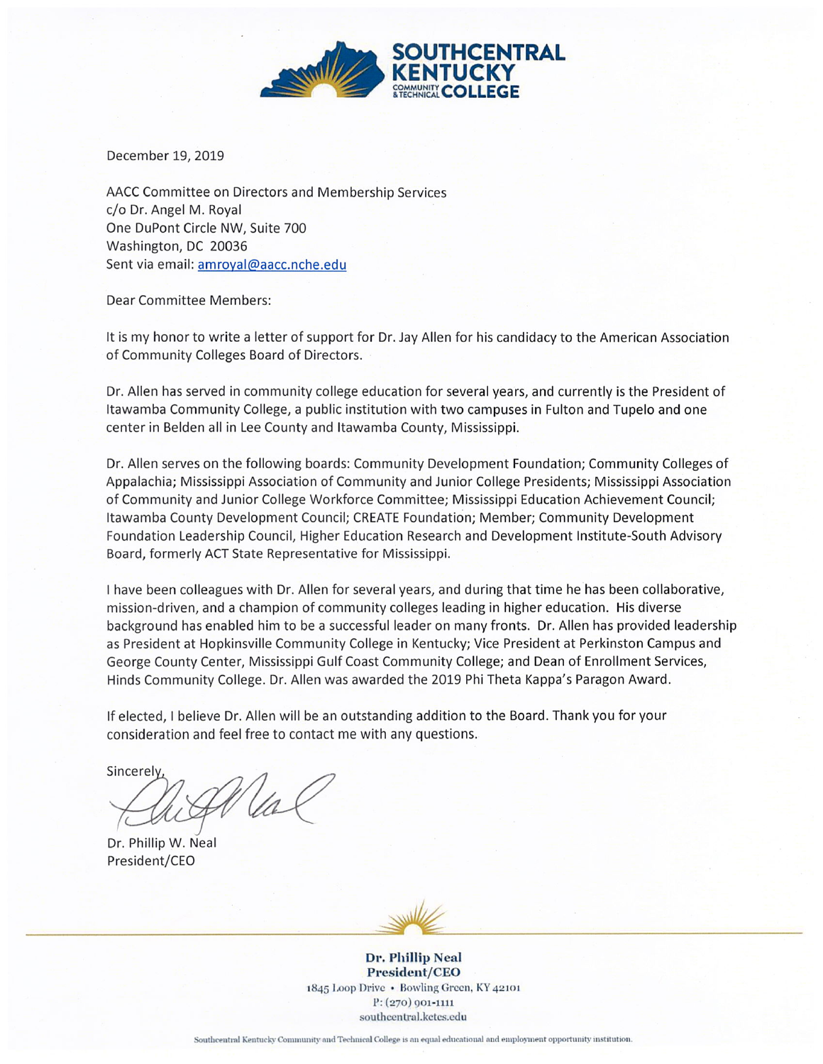**SOUTHCENTRAL KENTUCKY COMMUNITY & TECHNICAL COLLEGE**

December 19, 2019

AACC Committee on Directors and Membership Services
c/o Dr. Angel M. Royal
One DuPont Circle NW, Suite 700
Washington, DC 20036
Sent via email: amroyal@aacc.nche.edu

Dear Committee Members:

It is my honor to write a letter of support for Dr. Jay Allen for his candidacy to the American Association of Community Colleges Board of Directors.

Dr. Allen has served in community college education for several years, and currently is the President of Itawamba Community College, a public institution with two campuses in Fulton and Tupelo and one center in Belden all in Lee County and Itawamba County, Mississippi.

Dr. Allen serves on the following boards: Community Development Foundation; Community Colleges of Appalachia; Mississippi Association of Community and Junior College Presidents; Mississippi Association of Community and Junior College Workforce Committee; Mississippi Education Achievement Council; Itawamba County Development Council; CREATE Foundation; Member; Community Development Foundation Leadership Council, Higher Education Research and Development Institute-South Advisory Board, formerly ACT State Representative for Mississippi.

I have been colleagues with Dr. Allen for several years, and during that time he has been collaborative, mission-driven, and a champion of community colleges leading in higher education. His diverse background has enabled him to be a successful leader on many fronts. Dr. Allen has provided leadership as President at Hopkinsville Community College in Kentucky; Vice President at Perkinston Campus and George County Center, Mississippi Gulf Coast Community College; and Dean of Enrollment Services, Hinds Community College. Dr. Allen was awarded the 2019 Phi Theta Kappa's Paragon Award.

If elected, I believe Dr. Allen will be an outstanding addition to the Board. Thank you for your consideration and feel free to contact me with any questions.

Sincerely,

Dr. Phillip W. Neal
President/CEO

**Dr. Phillip Neal**
**President/CEO**
1845 Loop Drive • Bowling Green, KY 42101
P: (270) 901-1111
southcentral.kctcs.edu

Southcentral Kentucky Community and Technical College is an equal educational and employment opportunity institution.